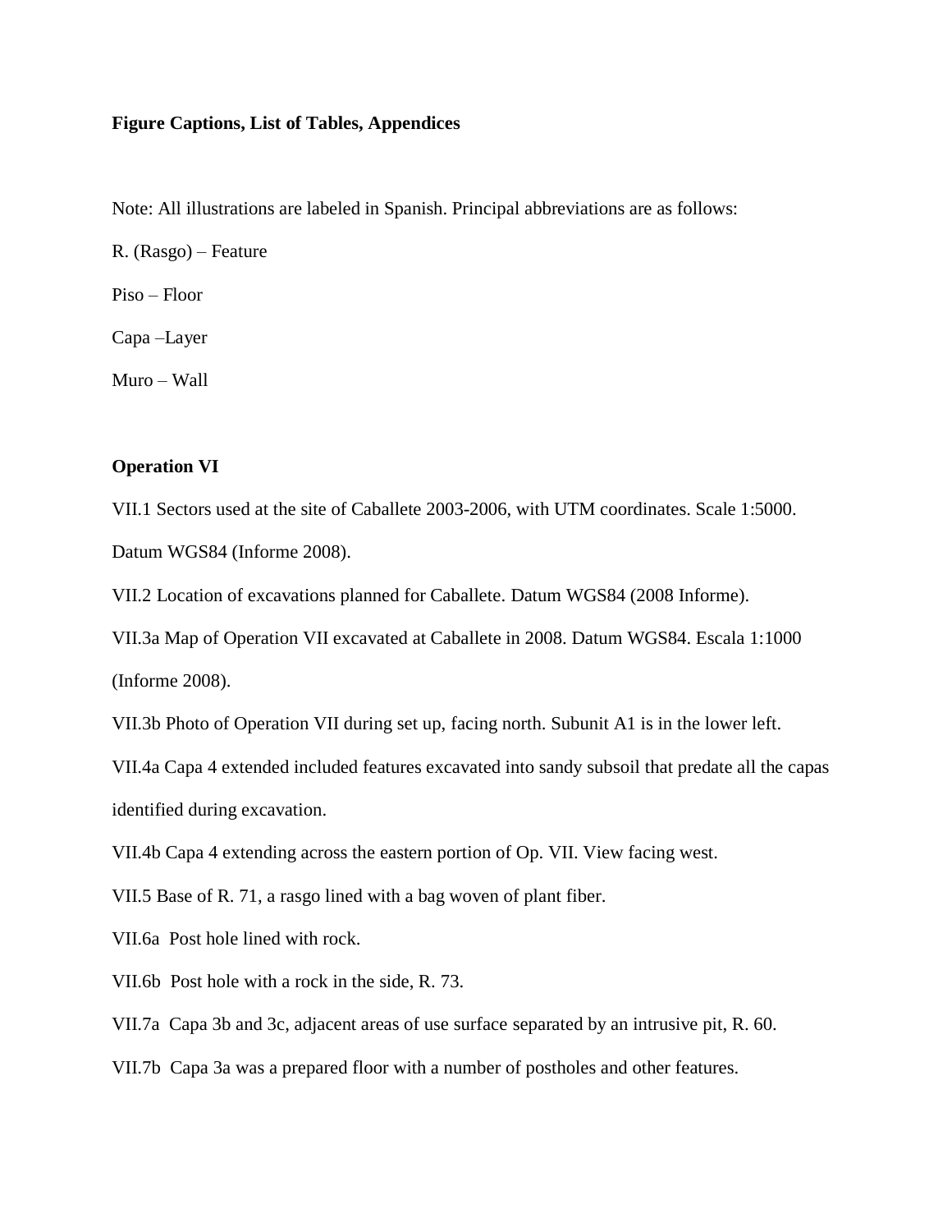**Figure Captions, List of Tables, Appendices**

Note: All illustrations are labeled in Spanish. Principal abbreviations are as follows:

R. (Rasgo) – Feature

Piso – Floor

Capa –Layer

Muro – Wall

**Operation VI**

VII.1 Sectors used at the site of Caballete 2003-2006, with UTM coordinates. Scale 1:5000. Datum WGS84 (Informe 2008).

VII.2 Location of excavations planned for Caballete. Datum WGS84 (2008 Informe).

VII.3a Map of Operation VII excavated at Caballete in 2008. Datum WGS84. Escala 1:1000 (Informe 2008).

VII.3b Photo of Operation VII during set up, facing north. Subunit A1 is in the lower left.

VII.4a Capa 4 extended included features excavated into sandy subsoil that predate all the capas identified during excavation.

VII.4b Capa 4 extending across the eastern portion of Op. VII. View facing west.

VII.5 Base of R. 71, a rasgo lined with a bag woven of plant fiber.

VII.6a Post hole lined with rock.

VII.6b Post hole with a rock in the side, R. 73.

VII.7a Capa 3b and 3c, adjacent areas of use surface separated by an intrusive pit, R. 60.

VII.7b Capa 3a was a prepared floor with a number of postholes and other features.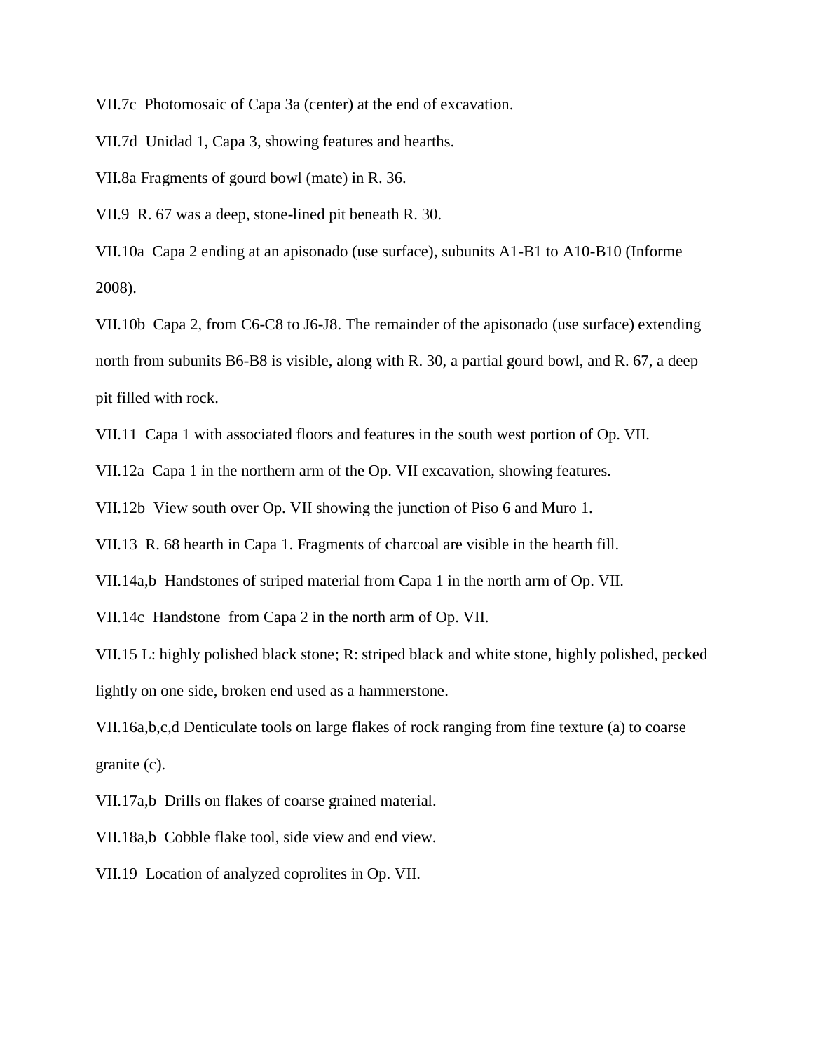VII.7c  Photomosaic of Capa 3a (center) at the end of excavation.

VII.7d  Unidad 1, Capa 3, showing features and hearths.

VII.8a Fragments of gourd bowl (mate) in R. 36.

VII.9  R. 67 was a deep, stone-lined pit beneath R. 30.

VII.10a  Capa 2 ending at an apisonado (use surface), subunits A1-B1 to A10-B10 (Informe 2008).

VII.10b  Capa 2, from C6-C8 to J6-J8. The remainder of the apisonado (use surface) extending north from subunits B6-B8 is visible, along with R. 30, a partial gourd bowl, and R. 67, a deep pit filled with rock.

VII.11  Capa 1 with associated floors and features in the south west portion of Op. VII.

VII.12a  Capa 1 in the northern arm of the Op. VII excavation, showing features.

VII.12b  View south over Op. VII showing the junction of Piso 6 and Muro 1.

VII.13  R. 68 hearth in Capa 1. Fragments of charcoal are visible in the hearth fill.

VII.14a,b  Handstones of striped material from Capa 1 in the north arm of Op. VII.

VII.14c  Handstone  from Capa 2 in the north arm of Op. VII.

VII.15 L: highly polished black stone; R: striped black and white stone, highly polished, pecked lightly on one side, broken end used as a hammerstone.

VII.16a,b,c,d Denticulate tools on large flakes of rock ranging from fine texture (a) to coarse granite (c).

VII.17a,b  Drills on flakes of coarse grained material.

VII.18a,b  Cobble flake tool, side view and end view.

VII.19  Location of analyzed coprolites in Op. VII.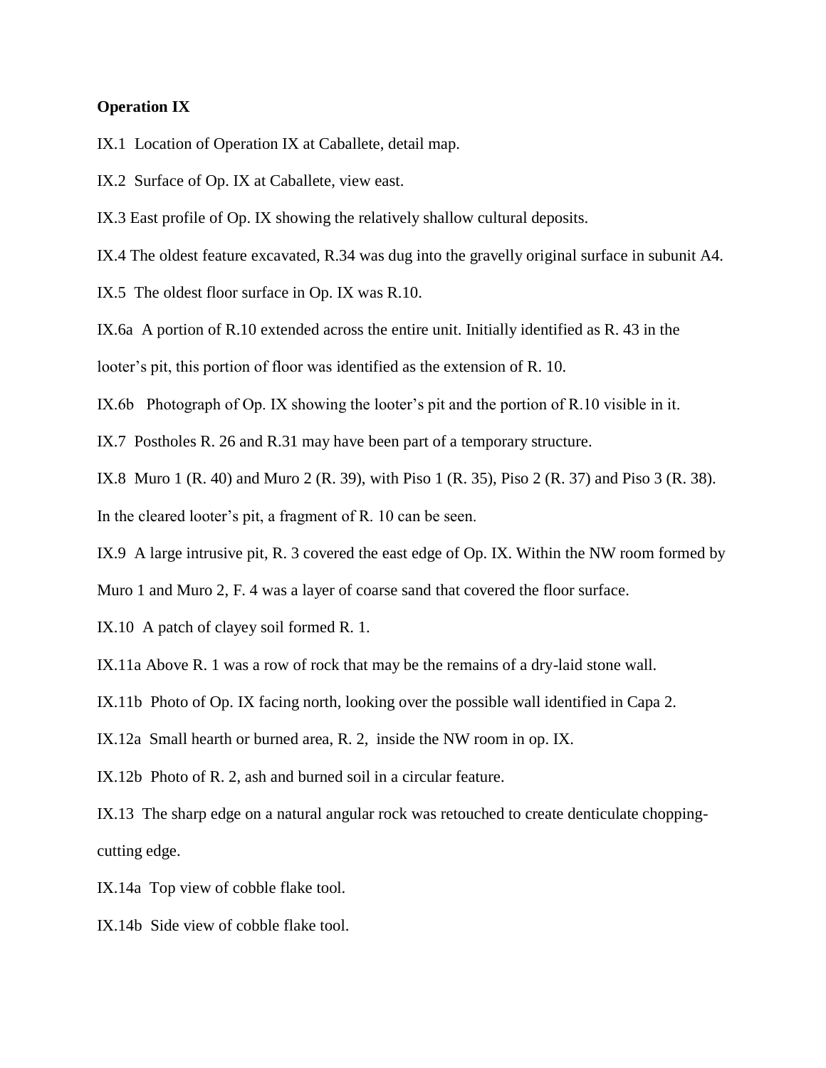**Operation IX**

IX.1 Location of Operation IX at Caballete, detail map.

IX.2 Surface of Op. IX at Caballete, view east.

IX.3 East profile of Op. IX showing the relatively shallow cultural deposits.

IX.4 The oldest feature excavated, R.34 was dug into the gravelly original surface in subunit A4.

IX.5 The oldest floor surface in Op. IX was R.10.

IX.6a A portion of R.10 extended across the entire unit. Initially identified as R. 43 in the looter's pit, this portion of floor was identified as the extension of R. 10.

IX.6b Photograph of Op. IX showing the looter's pit and the portion of R.10 visible in it.

IX.7 Postholes R. 26 and R.31 may have been part of a temporary structure.

IX.8 Muro 1 (R. 40) and Muro 2 (R. 39), with Piso 1 (R. 35), Piso 2 (R. 37) and Piso 3 (R. 38). In the cleared looter's pit, a fragment of R. 10 can be seen.

IX.9 A large intrusive pit, R. 3 covered the east edge of Op. IX. Within the NW room formed by Muro 1 and Muro 2, F. 4 was a layer of coarse sand that covered the floor surface.

IX.10 A patch of clayey soil formed R. 1.

IX.11a Above R. 1 was a row of rock that may be the remains of a dry-laid stone wall.

IX.11b Photo of Op. IX facing north, looking over the possible wall identified in Capa 2.

IX.12a Small hearth or burned area, R. 2, inside the NW room in op. IX.

IX.12b Photo of R. 2, ash and burned soil in a circular feature.

IX.13 The sharp edge on a natural angular rock was retouched to create denticulate chopping-cutting edge.

IX.14a Top view of cobble flake tool.

IX.14b Side view of cobble flake tool.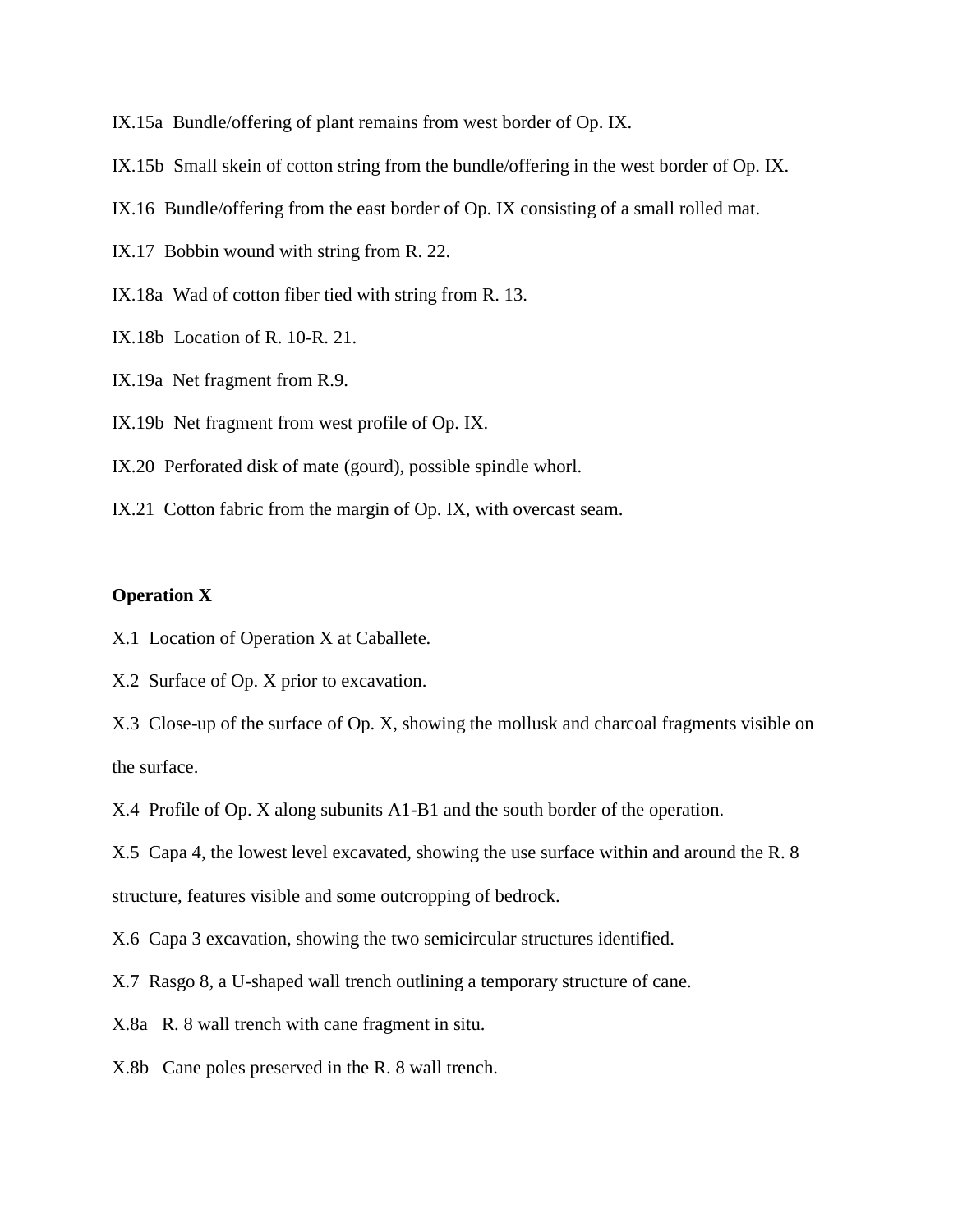IX.15a  Bundle/offering of plant remains from west border of Op. IX.

IX.15b  Small skein of cotton string from the bundle/offering in the west border of Op. IX.

IX.16  Bundle/offering from the east border of Op. IX consisting of a small rolled mat.

IX.17  Bobbin wound with string from R. 22.

IX.18a  Wad of cotton fiber tied with string from R. 13.

IX.18b  Location of R. 10-R. 21.

IX.19a  Net fragment from R.9.

IX.19b  Net fragment from west profile of Op. IX.

IX.20  Perforated disk of mate (gourd), possible spindle whorl.

IX.21  Cotton fabric from the margin of Op. IX, with overcast seam.

**Operation X**

X.1  Location of Operation X at Caballete.

X.2  Surface of Op. X prior to excavation.

X.3  Close-up of the surface of Op. X, showing the mollusk and charcoal fragments visible on the surface.

X.4  Profile of Op. X along subunits A1-B1 and the south border of the operation.

X.5  Capa 4, the lowest level excavated, showing the use surface within and around the R. 8 structure, features visible and some outcropping of bedrock.

X.6  Capa 3 excavation, showing the two semicircular structures identified.

X.7  Rasgo 8, a U-shaped wall trench outlining a temporary structure of cane.

X.8a   R. 8 wall trench with cane fragment in situ.

X.8b   Cane poles preserved in the R. 8 wall trench.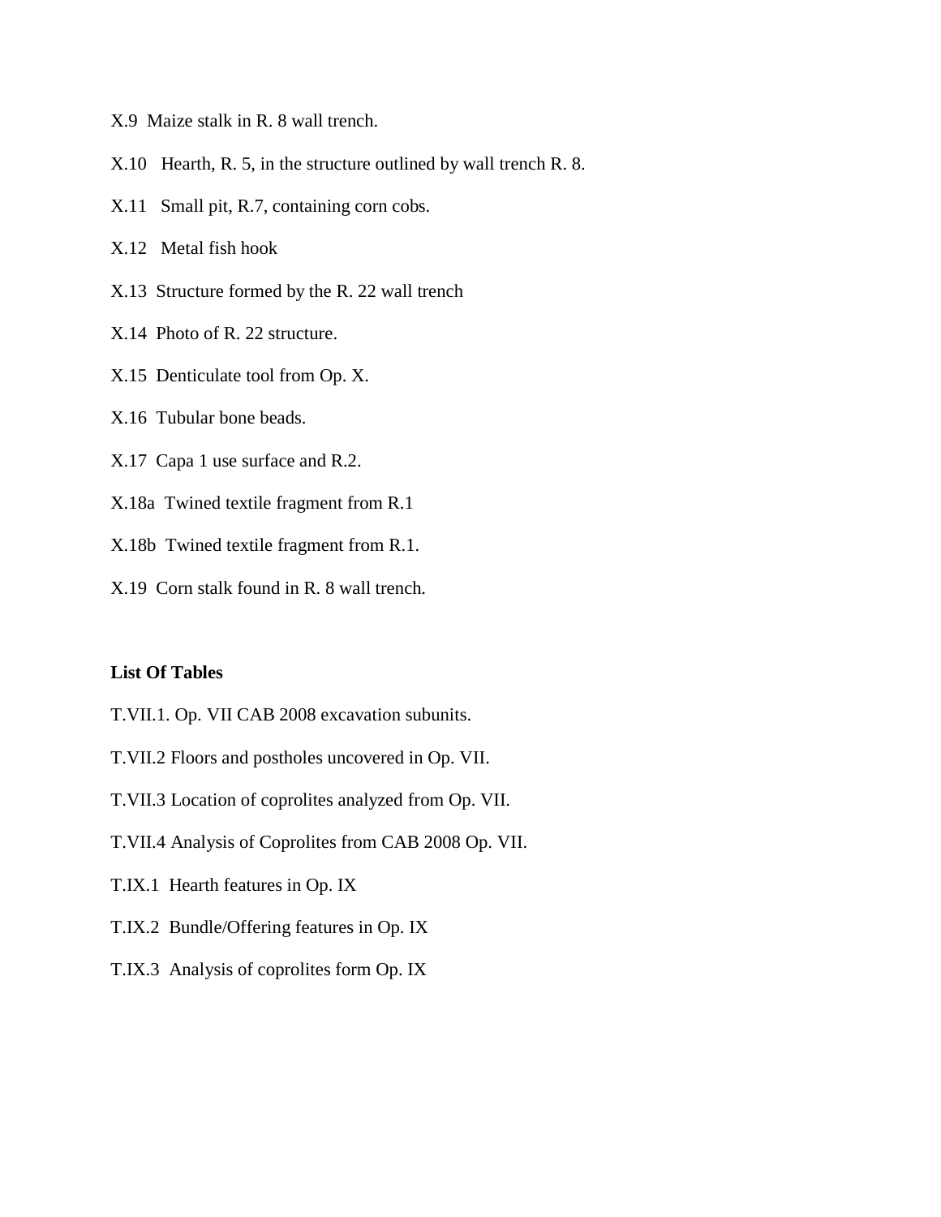X.9 Maize stalk in R. 8 wall trench.

X.10 Hearth, R. 5, in the structure outlined by wall trench R. 8.

X.11 Small pit, R.7, containing corn cobs.

X.12 Metal fish hook

X.13 Structure formed by the R. 22 wall trench

X.14 Photo of R. 22 structure.

X.15 Denticulate tool from Op. X.

X.16 Tubular bone beads.

X.17 Capa 1 use surface and R.2.

X.18a Twined textile fragment from R.1

X.18b Twined textile fragment from R.1.

X.19 Corn stalk found in R. 8 wall trench.

**List Of Tables**

T.VII.1. Op. VII CAB 2008 excavation subunits.

T.VII.2 Floors and postholes uncovered in Op. VII.

T.VII.3 Location of coprolites analyzed from Op. VII.

T.VII.4 Analysis of Coprolites from CAB 2008 Op. VII.

T.IX.1 Hearth features in Op. IX

T.IX.2 Bundle/Offering features in Op. IX

T.IX.3 Analysis of coprolites form Op. IX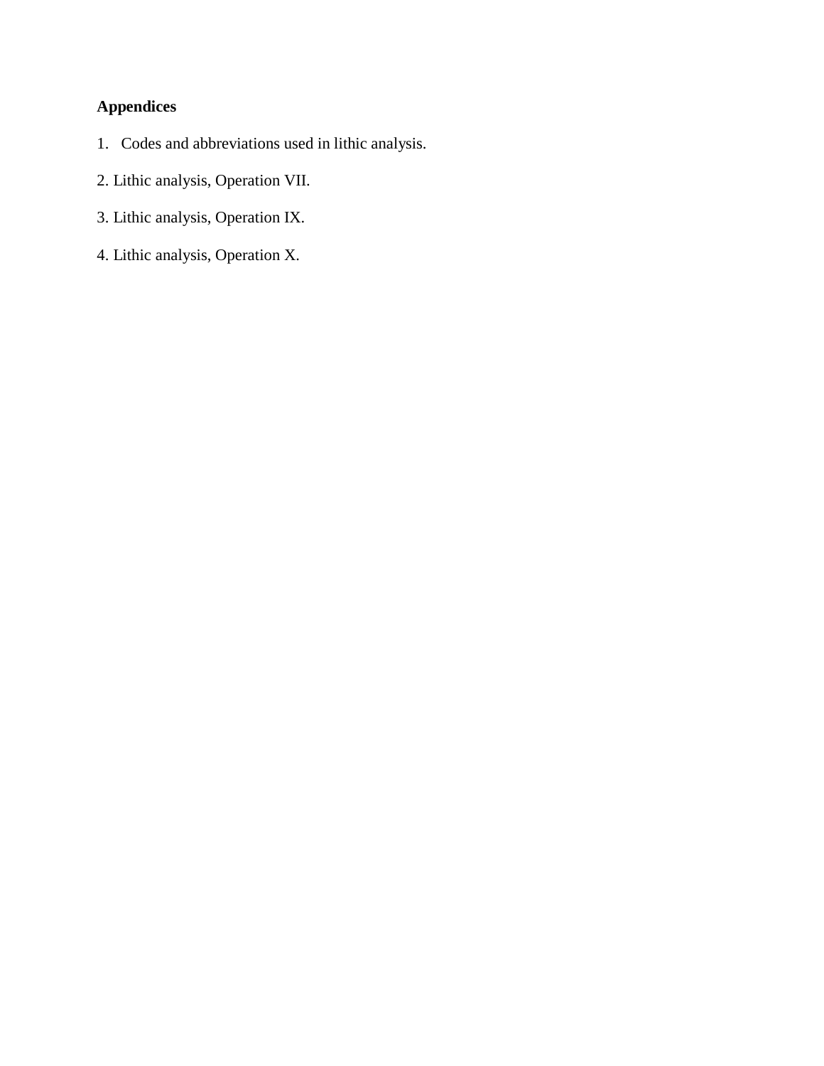**Appendices**

1. Codes and abbreviations used in lithic analysis.

2. Lithic analysis, Operation VII.

3. Lithic analysis, Operation IX.

4. Lithic analysis, Operation X.